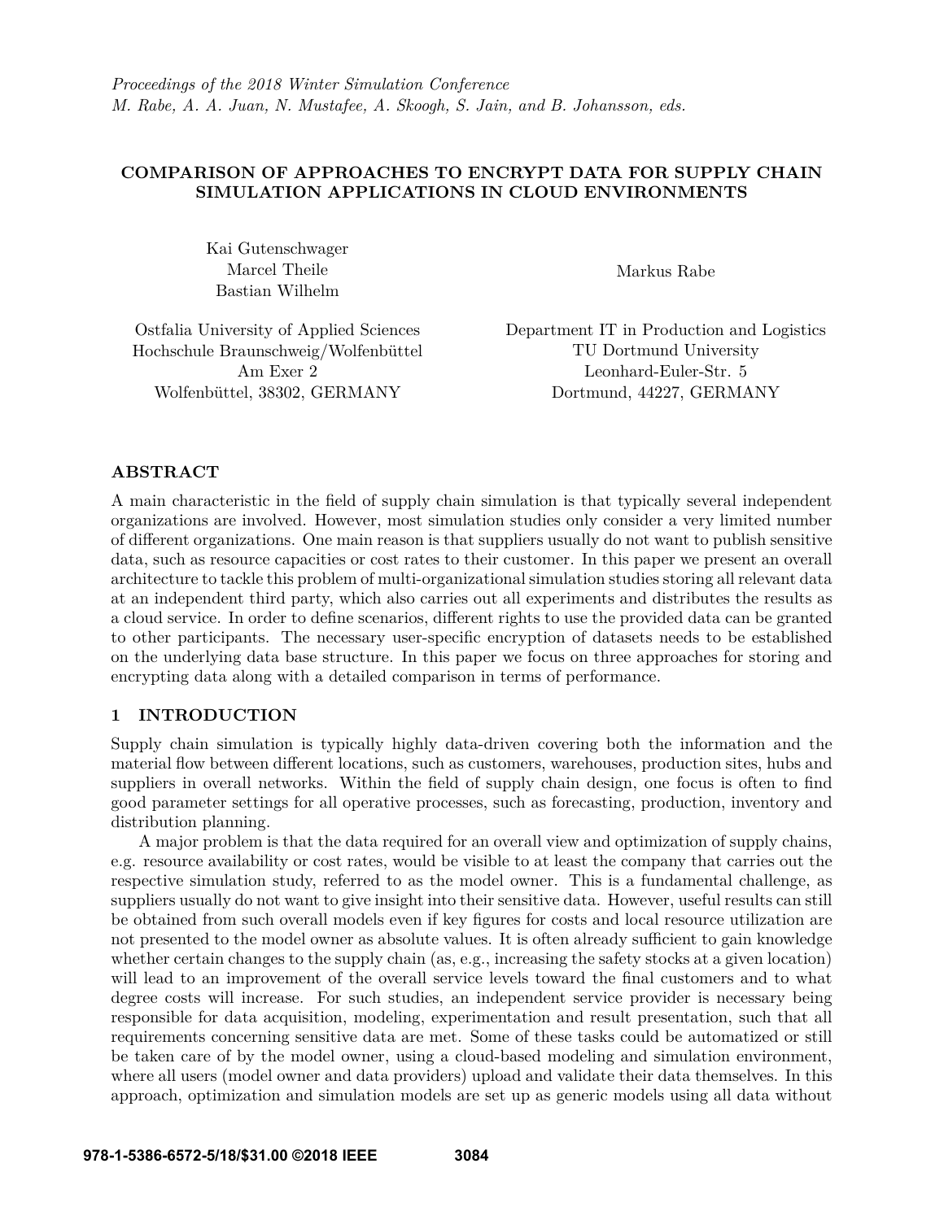*Proceedings of the 2018 Winter Simulation Conference*
*M. Rabe, A. A. Juan, N. Mustafee, A. Skoogh, S. Jain, and B. Johansson, eds.*

# COMPARISON OF APPROACHES TO ENCRYPT DATA FOR SUPPLY CHAIN SIMULATION APPLICATIONS IN CLOUD ENVIRONMENTS

Kai Gutenschwager
Marcel Theile
Bastian Wilhelm

Ostfalia University of Applied Sciences
Hochschule Braunschweig/Wolfenbüttel
Am Exer 2
Wolfenbüttel, 38302, GERMANY

Markus Rabe

Department IT in Production and Logistics
TU Dortmund University
Leonhard-Euler-Str. 5
Dortmund, 44227, GERMANY

## ABSTRACT

A main characteristic in the field of supply chain simulation is that typically several independent organizations are involved. However, most simulation studies only consider a very limited number of different organizations. One main reason is that suppliers usually do not want to publish sensitive data, such as resource capacities or cost rates to their customer. In this paper we present an overall architecture to tackle this problem of multi-organizational simulation studies storing all relevant data at an independent third party, which also carries out all experiments and distributes the results as a cloud service. In order to define scenarios, different rights to use the provided data can be granted to other participants. The necessary user-specific encryption of datasets needs to be established on the underlying data base structure. In this paper we focus on three approaches for storing and encrypting data along with a detailed comparison in terms of performance.

## 1 INTRODUCTION

Supply chain simulation is typically highly data-driven covering both the information and the material flow between different locations, such as customers, warehouses, production sites, hubs and suppliers in overall networks. Within the field of supply chain design, one focus is often to find good parameter settings for all operative processes, such as forecasting, production, inventory and distribution planning.

A major problem is that the data required for an overall view and optimization of supply chains, e.g. resource availability or cost rates, would be visible to at least the company that carries out the respective simulation study, referred to as the model owner. This is a fundamental challenge, as suppliers usually do not want to give insight into their sensitive data. However, useful results can still be obtained from such overall models even if key figures for costs and local resource utilization are not presented to the model owner as absolute values. It is often already sufficient to gain knowledge whether certain changes to the supply chain (as, e.g., increasing the safety stocks at a given location) will lead to an improvement of the overall service levels toward the final customers and to what degree costs will increase. For such studies, an independent service provider is necessary being responsible for data acquisition, modeling, experimentation and result presentation, such that all requirements concerning sensitive data are met. Some of these tasks could be automatized or still be taken care of by the model owner, using a cloud-based modeling and simulation environment, where all users (model owner and data providers) upload and validate their data themselves. In this approach, optimization and simulation models are set up as generic models using all data without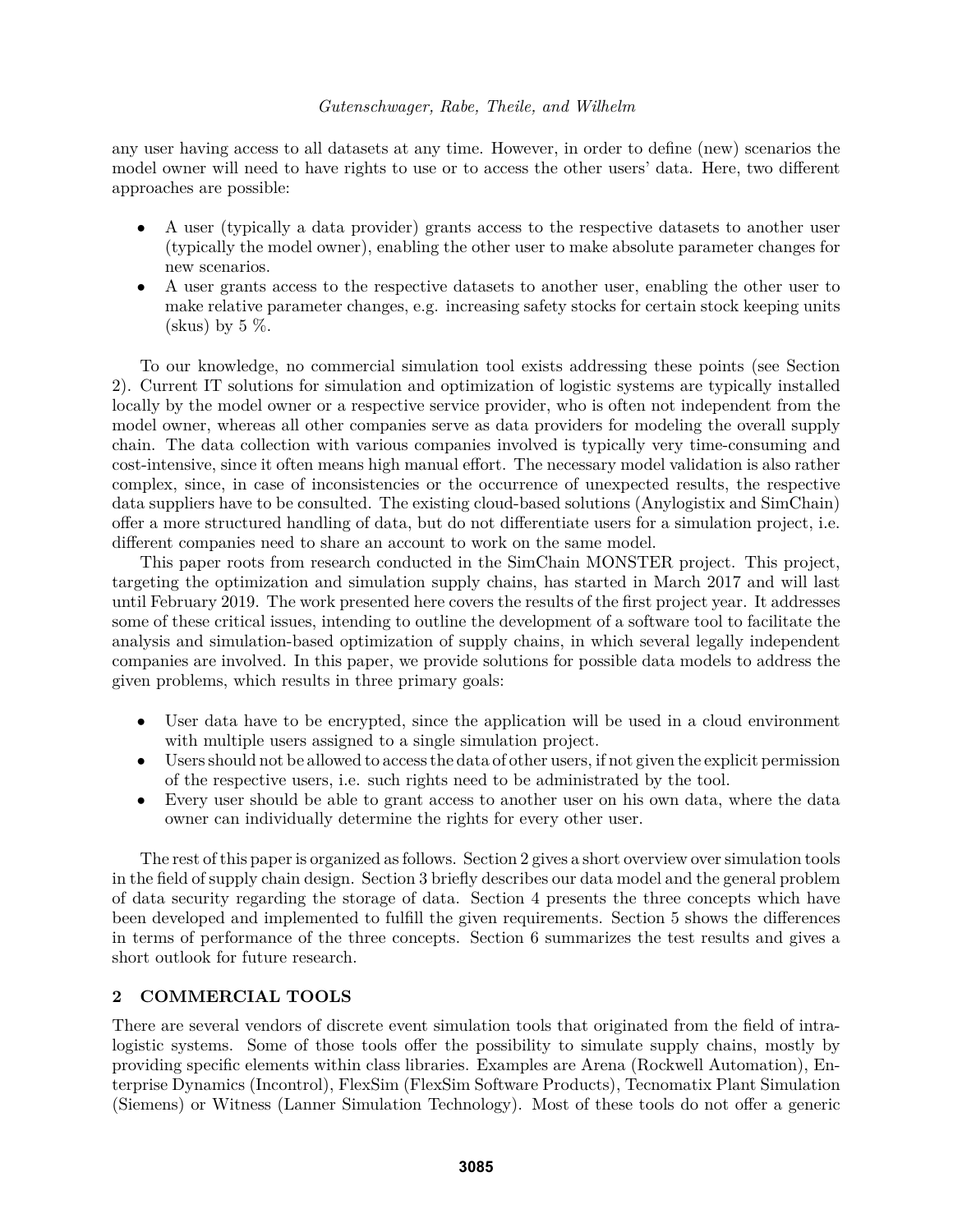any user having access to all datasets at any time. However, in order to define (new) scenarios the model owner will need to have rights to use or to access the other users' data. Here, two different approaches are possible:

- A user (typically a data provider) grants access to the respective datasets to another user (typically the model owner), enabling the other user to make absolute parameter changes for new scenarios.
- A user grants access to the respective datasets to another user, enabling the other user to make relative parameter changes, e.g. increasing safety stocks for certain stock keeping units (skus) by 5 %.

To our knowledge, no commercial simulation tool exists addressing these points (see Section 2). Current IT solutions for simulation and optimization of logistic systems are typically installed locally by the model owner or a respective service provider, who is often not independent from the model owner, whereas all other companies serve as data providers for modeling the overall supply chain. The data collection with various companies involved is typically very time-consuming and cost-intensive, since it often means high manual effort. The necessary model validation is also rather complex, since, in case of inconsistencies or the occurrence of unexpected results, the respective data suppliers have to be consulted. The existing cloud-based solutions (Anylogistix and SimChain) offer a more structured handling of data, but do not differentiate users for a simulation project, i.e. different companies need to share an account to work on the same model.

This paper roots from research conducted in the SimChain MONSTER project. This project, targeting the optimization and simulation supply chains, has started in March 2017 and will last until February 2019. The work presented here covers the results of the first project year. It addresses some of these critical issues, intending to outline the development of a software tool to facilitate the analysis and simulation-based optimization of supply chains, in which several legally independent companies are involved. In this paper, we provide solutions for possible data models to address the given problems, which results in three primary goals:

- User data have to be encrypted, since the application will be used in a cloud environment with multiple users assigned to a single simulation project.
- Users should not be allowed to access the data of other users, if not given the explicit permission of the respective users, i.e. such rights need to be administrated by the tool.
- Every user should be able to grant access to another user on his own data, where the data owner can individually determine the rights for every other user.

The rest of this paper is organized as follows. Section 2 gives a short overview over simulation tools in the field of supply chain design. Section 3 briefly describes our data model and the general problem of data security regarding the storage of data. Section 4 presents the three concepts which have been developed and implemented to fulfill the given requirements. Section 5 shows the differences in terms of performance of the three concepts. Section 6 summarizes the test results and gives a short outlook for future research.

## 2 COMMERCIAL TOOLS

There are several vendors of discrete event simulation tools that originated from the field of intralogistic systems. Some of those tools offer the possibility to simulate supply chains, mostly by providing specific elements within class libraries. Examples are Arena (Rockwell Automation), Enterprise Dynamics (Incontrol), FlexSim (FlexSim Software Products), Tecnomatix Plant Simulation (Siemens) or Witness (Lanner Simulation Technology). Most of these tools do not offer a generic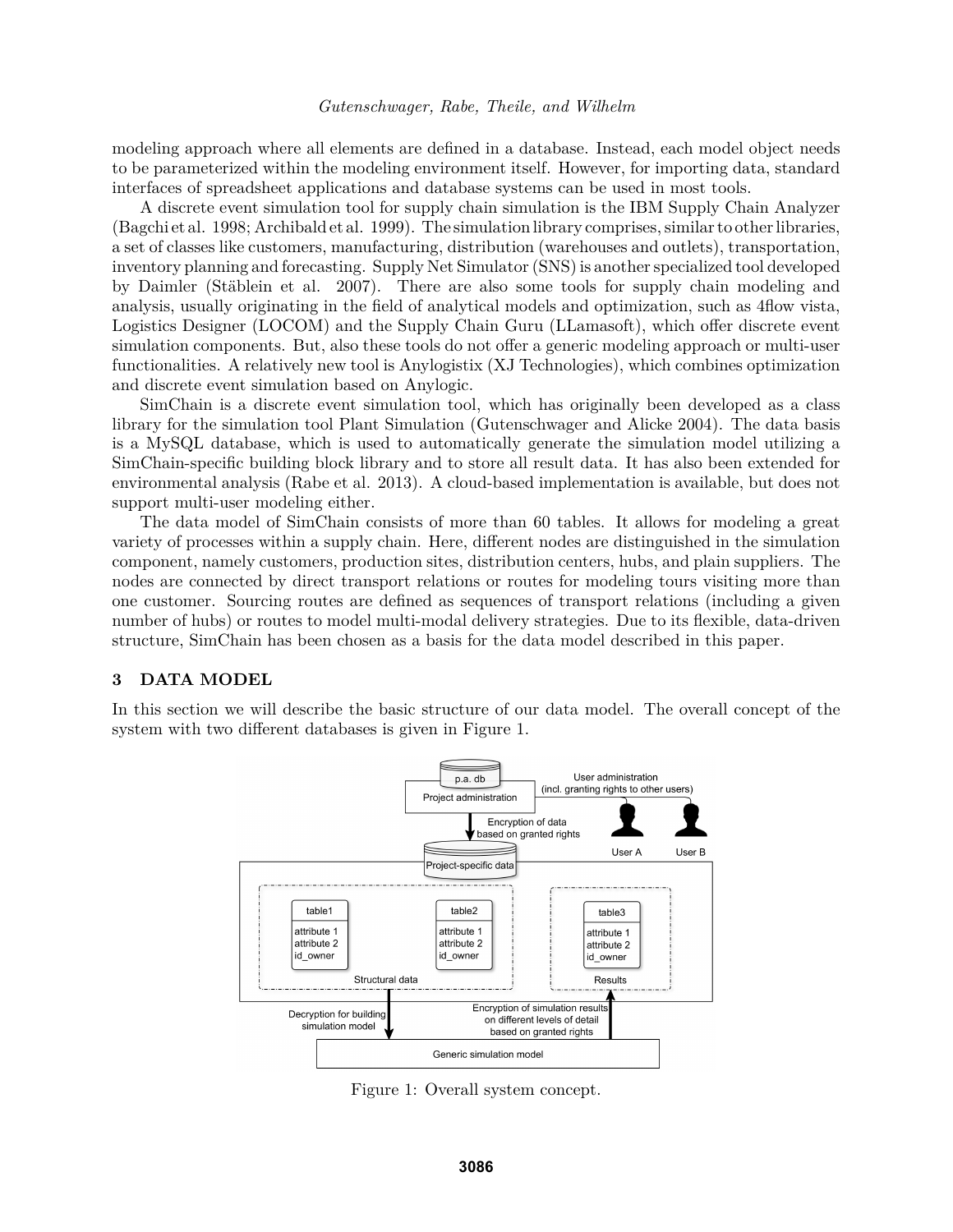modeling approach where all elements are defined in a database. Instead, each model object needs to be parameterized within the modeling environment itself. However, for importing data, standard interfaces of spreadsheet applications and database systems can be used in most tools.

A discrete event simulation tool for supply chain simulation is the IBM Supply Chain Analyzer (Bagchi et al. 1998; Archibald et al. 1999). The simulation library comprises, similar to other libraries, a set of classes like customers, manufacturing, distribution (warehouses and outlets), transportation, inventory planning and forecasting. Supply Net Simulator (SNS) is another specialized tool developed by Daimler (Stäblein et al. 2007). There are also some tools for supply chain modeling and analysis, usually originating in the field of analytical models and optimization, such as 4flow vista, Logistics Designer (LOCOM) and the Supply Chain Guru (LLamasoft), which offer discrete event simulation components. But, also these tools do not offer a generic modeling approach or multi-user functionalities. A relatively new tool is Anylogistix (XJ Technologies), which combines optimization and discrete event simulation based on Anylogic.

SimChain is a discrete event simulation tool, which has originally been developed as a class library for the simulation tool Plant Simulation (Gutenschwager and Alicke 2004). The data basis is a MySQL database, which is used to automatically generate the simulation model utilizing a SimChain-specific building block library and to store all result data. It has also been extended for environmental analysis (Rabe et al. 2013). A cloud-based implementation is available, but does not support multi-user modeling either.

The data model of SimChain consists of more than 60 tables. It allows for modeling a great variety of processes within a supply chain. Here, different nodes are distinguished in the simulation component, namely customers, production sites, distribution centers, hubs, and plain suppliers. The nodes are connected by direct transport relations or routes for modeling tours visiting more than one customer. Sourcing routes are defined as sequences of transport relations (including a given number of hubs) or routes to model multi-modal delivery strategies. Due to its flexible, data-driven structure, SimChain has been chosen as a basis for the data model described in this paper.

## 3 DATA MODEL

In this section we will describe the basic structure of our data model. The overall concept of the system with two different databases is given in Figure 1.

Figure 1: Overall system concept.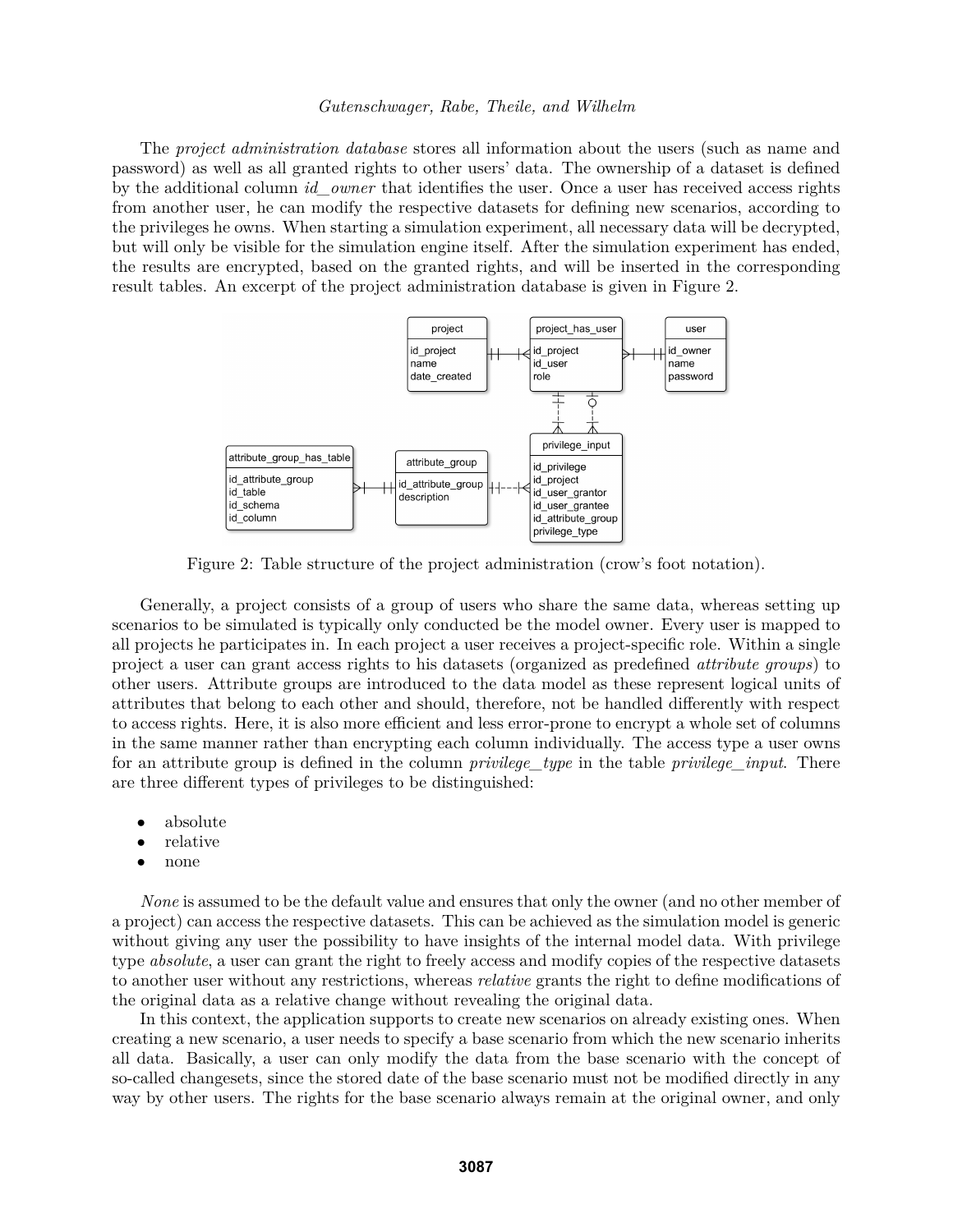The *project administration database* stores all information about the users (such as name and password) as well as all granted rights to other users' data. The ownership of a dataset is defined by the additional column *id_owner* that identifies the user. Once a user has received access rights from another user, he can modify the respective datasets for defining new scenarios, according to the privileges he owns. When starting a simulation experiment, all necessary data will be decrypted, but will only be visible for the simulation engine itself. After the simulation experiment has ended, the results are encrypted, based on the granted rights, and will be inserted in the corresponding result tables. An excerpt of the project administration database is given in Figure 2.

Figure 2: Table structure of the project administration (crow's foot notation).

Generally, a project consists of a group of users who share the same data, whereas setting up scenarios to be simulated is typically only conducted be the model owner. Every user is mapped to all projects he participates in. In each project a user receives a project-specific role. Within a single project a user can grant access rights to his datasets (organized as predefined *attribute groups*) to other users. Attribute groups are introduced to the data model as these represent logical units of attributes that belong to each other and should, therefore, not be handled differently with respect to access rights. Here, it is also more efficient and less error-prone to encrypt a whole set of columns in the same manner rather than encrypting each column individually. The access type a user owns for an attribute group is defined in the column *privilege_type* in the table *privilege_input*. There are three different types of privileges to be distinguished:

- absolute
- relative
- none

*None* is assumed to be the default value and ensures that only the owner (and no other member of a project) can access the respective datasets. This can be achieved as the simulation model is generic without giving any user the possibility to have insights of the internal model data. With privilege type *absolute*, a user can grant the right to freely access and modify copies of the respective datasets to another user without any restrictions, whereas *relative* grants the right to define modifications of the original data as a relative change without revealing the original data.

In this context, the application supports to create new scenarios on already existing ones. When creating a new scenario, a user needs to specify a base scenario from which the new scenario inherits all data. Basically, a user can only modify the data from the base scenario with the concept of so-called changesets, since the stored date of the base scenario must not be modified directly in any way by other users. The rights for the base scenario always remain at the original owner, and only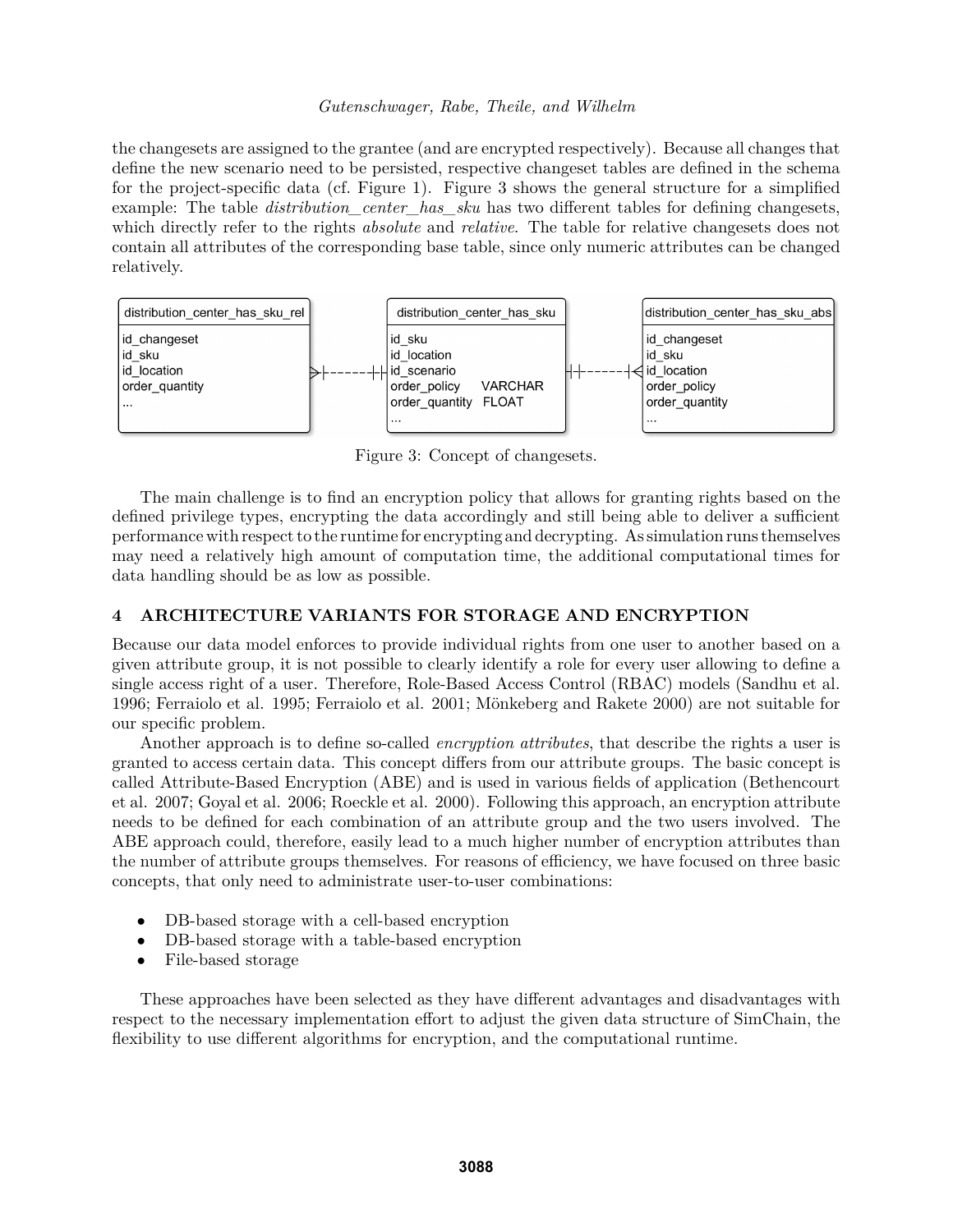the changesets are assigned to the grantee (and are encrypted respectively). Because all changes that define the new scenario need to be persisted, respective changeset tables are defined in the schema for the project-specific data (cf. Figure 1). Figure 3 shows the general structure for a simplified example: The table *distribution_center_has_sku* has two different tables for defining changesets, which directly refer to the rights *absolute* and *relative*. The table for relative changesets does not contain all attributes of the corresponding base table, since only numeric attributes can be changed relatively.

Figure 3: Concept of changesets.

The main challenge is to find an encryption policy that allows for granting rights based on the defined privilege types, encrypting the data accordingly and still being able to deliver a sufficient performance with respect to the runtime for encrypting and decrypting. As simulation runs themselves may need a relatively high amount of computation time, the additional computational times for data handling should be as low as possible.

## 4 ARCHITECTURE VARIANTS FOR STORAGE AND ENCRYPTION

Because our data model enforces to provide individual rights from one user to another based on a given attribute group, it is not possible to clearly identify a role for every user allowing to define a single access right of a user. Therefore, Role-Based Access Control (RBAC) models (Sandhu et al. 1996; Ferraiolo et al. 1995; Ferraiolo et al. 2001; Mönkeberg and Rakete 2000) are not suitable for our specific problem.

Another approach is to define so-called *encryption attributes*, that describe the rights a user is granted to access certain data. This concept differs from our attribute groups. The basic concept is called Attribute-Based Encryption (ABE) and is used in various fields of application (Bethencourt et al. 2007; Goyal et al. 2006; Roeckle et al. 2000). Following this approach, an encryption attribute needs to be defined for each combination of an attribute group and the two users involved. The ABE approach could, therefore, easily lead to a much higher number of encryption attributes than the number of attribute groups themselves. For reasons of efficiency, we have focused on three basic concepts, that only need to administrate user-to-user combinations:

- DB-based storage with a cell-based encryption
- DB-based storage with a table-based encryption
- File-based storage

These approaches have been selected as they have different advantages and disadvantages with respect to the necessary implementation effort to adjust the given data structure of SimChain, the flexibility to use different algorithms for encryption, and the computational runtime.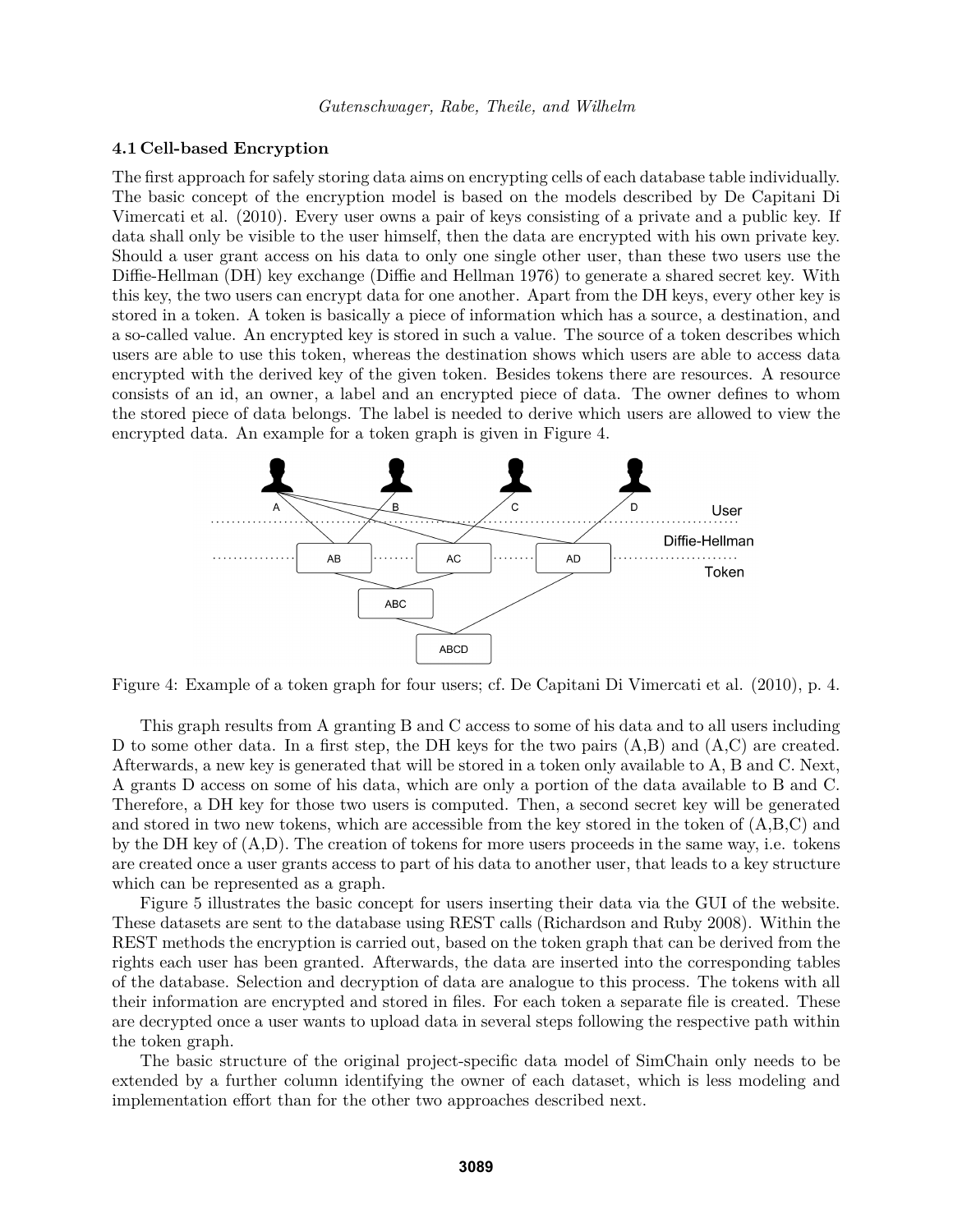### 4.1 Cell-based Encryption

The first approach for safely storing data aims on encrypting cells of each database table individually. The basic concept of the encryption model is based on the models described by De Capitani Di Vimercati et al. (2010). Every user owns a pair of keys consisting of a private and a public key. If data shall only be visible to the user himself, then the data are encrypted with his own private key. Should a user grant access on his data to only one single other user, than these two users use the Diffie-Hellman (DH) key exchange (Diffie and Hellman 1976) to generate a shared secret key. With this key, the two users can encrypt data for one another. Apart from the DH keys, every other key is stored in a token. A token is basically a piece of information which has a source, a destination, and a so-called value. An encrypted key is stored in such a value. The source of a token describes which users are able to use this token, whereas the destination shows which users are able to access data encrypted with the derived key of the given token. Besides tokens there are resources. A resource consists of an id, an owner, a label and an encrypted piece of data. The owner defines to whom the stored piece of data belongs. The label is needed to derive which users are allowed to view the encrypted data. An example for a token graph is given in Figure 4.

Figure 4: Example of a token graph for four users; cf. De Capitani Di Vimercati et al. (2010), p. 4.

This graph results from A granting B and C access to some of his data and to all users including D to some other data. In a first step, the DH keys for the two pairs (A,B) and (A,C) are created. Afterwards, a new key is generated that will be stored in a token only available to A, B and C. Next, A grants D access on some of his data, which are only a portion of the data available to B and C. Therefore, a DH key for those two users is computed. Then, a second secret key will be generated and stored in two new tokens, which are accessible from the key stored in the token of (A,B,C) and by the DH key of (A,D). The creation of tokens for more users proceeds in the same way, i.e. tokens are created once a user grants access to part of his data to another user, that leads to a key structure which can be represented as a graph.

Figure 5 illustrates the basic concept for users inserting their data via the GUI of the website. These datasets are sent to the database using REST calls (Richardson and Ruby 2008). Within the REST methods the encryption is carried out, based on the token graph that can be derived from the rights each user has been granted. Afterwards, the data are inserted into the corresponding tables of the database. Selection and decryption of data are analogue to this process. The tokens with all their information are encrypted and stored in files. For each token a separate file is created. These are decrypted once a user wants to upload data in several steps following the respective path within the token graph.

The basic structure of the original project-specific data model of SimChain only needs to be extended by a further column identifying the owner of each dataset, which is less modeling and implementation effort than for the other two approaches described next.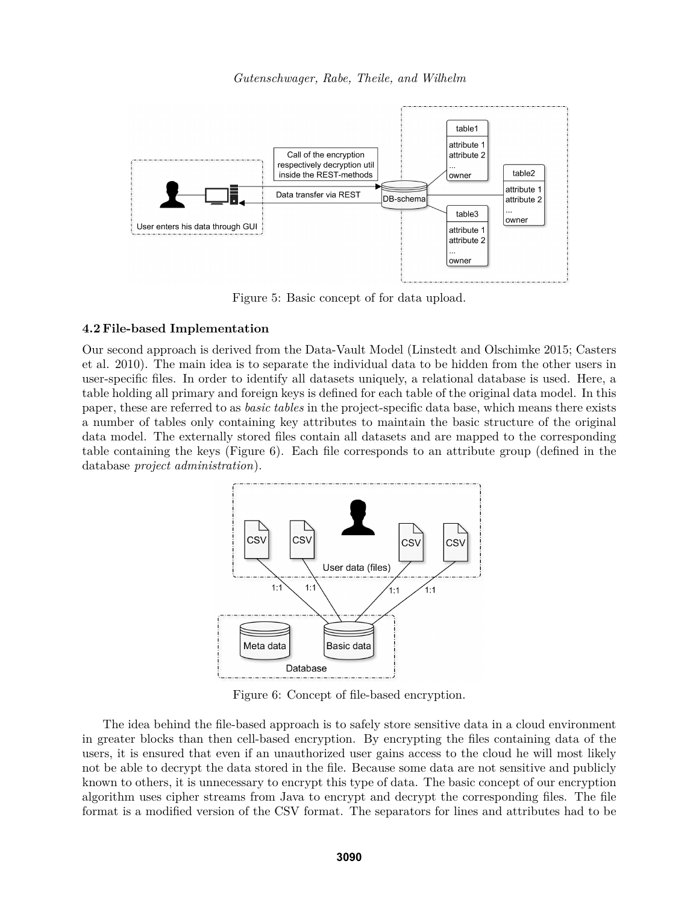Figure 5: Basic concept of for data upload.

## 4.2 File-based Implementation

Our second approach is derived from the Data-Vault Model (Linstedt and Olschimke 2015; Casters et al. 2010). The main idea is to separate the individual data to be hidden from the other users in user-specific files. In order to identify all datasets uniquely, a relational database is used. Here, a table holding all primary and foreign keys is defined for each table of the original data model. In this paper, these are referred to as *basic tables* in the project-specific data base, which means there exists a number of tables only containing key attributes to maintain the basic structure of the original data model. The externally stored files contain all datasets and are mapped to the corresponding table containing the keys (Figure 6). Each file corresponds to an attribute group (defined in the database *project administration*).

Figure 6: Concept of file-based encryption.

The idea behind the file-based approach is to safely store sensitive data in a cloud environment in greater blocks than then cell-based encryption. By encrypting the files containing data of the users, it is ensured that even if an unauthorized user gains access to the cloud he will most likely not be able to decrypt the data stored in the file. Because some data are not sensitive and publicly known to others, it is unnecessary to encrypt this type of data. The basic concept of our encryption algorithm uses cipher streams from Java to encrypt and decrypt the corresponding files. The file format is a modified version of the CSV format. The separators for lines and attributes had to be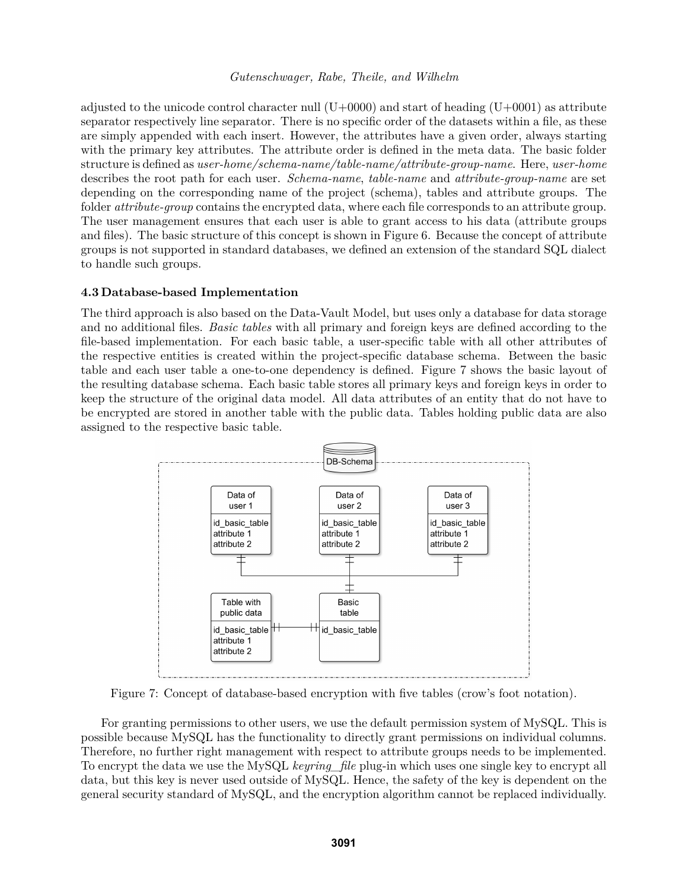adjusted to the unicode control character null (U+0000) and start of heading (U+0001) as attribute separator respectively line separator. There is no specific order of the datasets within a file, as these are simply appended with each insert. However, the attributes have a given order, always starting with the primary key attributes. The attribute order is defined in the meta data. The basic folder structure is defined as *user-home/schema-name/table-name/attribute-group-name*. Here, *user-home* describes the root path for each user. *Schema-name*, *table-name* and *attribute-group-name* are set depending on the corresponding name of the project (schema), tables and attribute groups. The folder *attribute-group* contains the encrypted data, where each file corresponds to an attribute group. The user management ensures that each user is able to grant access to his data (attribute groups and files). The basic structure of this concept is shown in Figure 6. Because the concept of attribute groups is not supported in standard databases, we defined an extension of the standard SQL dialect to handle such groups.

### 4.3 Database-based Implementation

The third approach is also based on the Data-Vault Model, but uses only a database for data storage and no additional files. *Basic tables* with all primary and foreign keys are defined according to the file-based implementation. For each basic table, a user-specific table with all other attributes of the respective entities is created within the project-specific database schema. Between the basic table and each user table a one-to-one dependency is defined. Figure 7 shows the basic layout of the resulting database schema. Each basic table stores all primary keys and foreign keys in order to keep the structure of the original data model. All data attributes of an entity that do not have to be encrypted are stored in another table with the public data. Tables holding public data are also assigned to the respective basic table.

Figure 7: Concept of database-based encryption with five tables (crow's foot notation).

For granting permissions to other users, we use the default permission system of MySQL. This is possible because MySQL has the functionality to directly grant permissions on individual columns. Therefore, no further right management with respect to attribute groups needs to be implemented. To encrypt the data we use the MySQL *keyring_file* plug-in which uses one single key to encrypt all data, but this key is never used outside of MySQL. Hence, the safety of the key is dependent on the general security standard of MySQL, and the encryption algorithm cannot be replaced individually.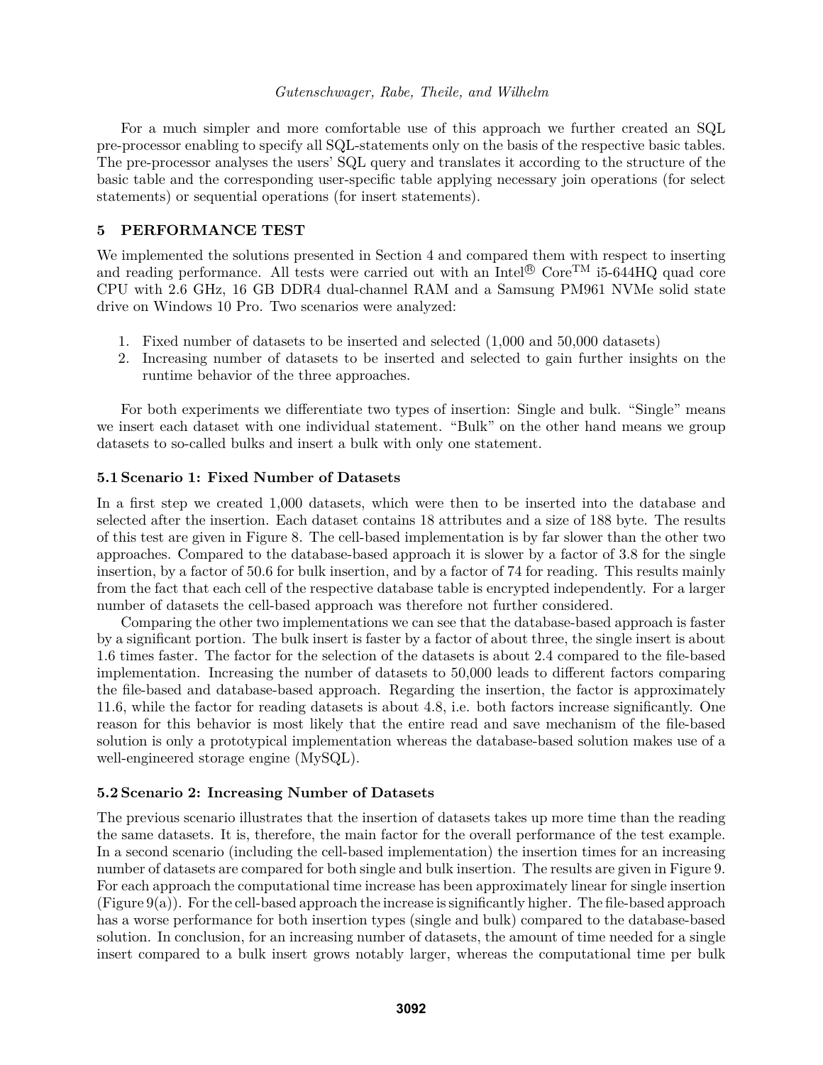For a much simpler and more comfortable use of this approach we further created an SQL pre-processor enabling to specify all SQL-statements only on the basis of the respective basic tables. The pre-processor analyses the users' SQL query and translates it according to the structure of the basic table and the corresponding user-specific table applying necessary join operations (for select statements) or sequential operations (for insert statements).

## 5 PERFORMANCE TEST

We implemented the solutions presented in Section 4 and compared them with respect to inserting and reading performance. All tests were carried out with an Intel® Core™ i5-644HQ quad core CPU with 2.6 GHz, 16 GB DDR4 dual-channel RAM and a Samsung PM961 NVMe solid state drive on Windows 10 Pro. Two scenarios were analyzed:

1. Fixed number of datasets to be inserted and selected (1,000 and 50,000 datasets)
2. Increasing number of datasets to be inserted and selected to gain further insights on the runtime behavior of the three approaches.

For both experiments we differentiate two types of insertion: Single and bulk. "Single" means we insert each dataset with one individual statement. "Bulk" on the other hand means we group datasets to so-called bulks and insert a bulk with only one statement.

### 5.1 Scenario 1: Fixed Number of Datasets

In a first step we created 1,000 datasets, which were then to be inserted into the database and selected after the insertion. Each dataset contains 18 attributes and a size of 188 byte. The results of this test are given in Figure 8. The cell-based implementation is by far slower than the other two approaches. Compared to the database-based approach it is slower by a factor of 3.8 for the single insertion, by a factor of 50.6 for bulk insertion, and by a factor of 74 for reading. This results mainly from the fact that each cell of the respective database table is encrypted independently. For a larger number of datasets the cell-based approach was therefore not further considered.

Comparing the other two implementations we can see that the database-based approach is faster by a significant portion. The bulk insert is faster by a factor of about three, the single insert is about 1.6 times faster. The factor for the selection of the datasets is about 2.4 compared to the file-based implementation. Increasing the number of datasets to 50,000 leads to different factors comparing the file-based and database-based approach. Regarding the insertion, the factor is approximately 11.6, while the factor for reading datasets is about 4.8, i.e. both factors increase significantly. One reason for this behavior is most likely that the entire read and save mechanism of the file-based solution is only a prototypical implementation whereas the database-based solution makes use of a well-engineered storage engine (MySQL).

### 5.2 Scenario 2: Increasing Number of Datasets

The previous scenario illustrates that the insertion of datasets takes up more time than the reading the same datasets. It is, therefore, the main factor for the overall performance of the test example. In a second scenario (including the cell-based implementation) the insertion times for an increasing number of datasets are compared for both single and bulk insertion. The results are given in Figure 9. For each approach the computational time increase has been approximately linear for single insertion (Figure 9(a)). For the cell-based approach the increase is significantly higher. The file-based approach has a worse performance for both insertion types (single and bulk) compared to the database-based solution. In conclusion, for an increasing number of datasets, the amount of time needed for a single insert compared to a bulk insert grows notably larger, whereas the computational time per bulk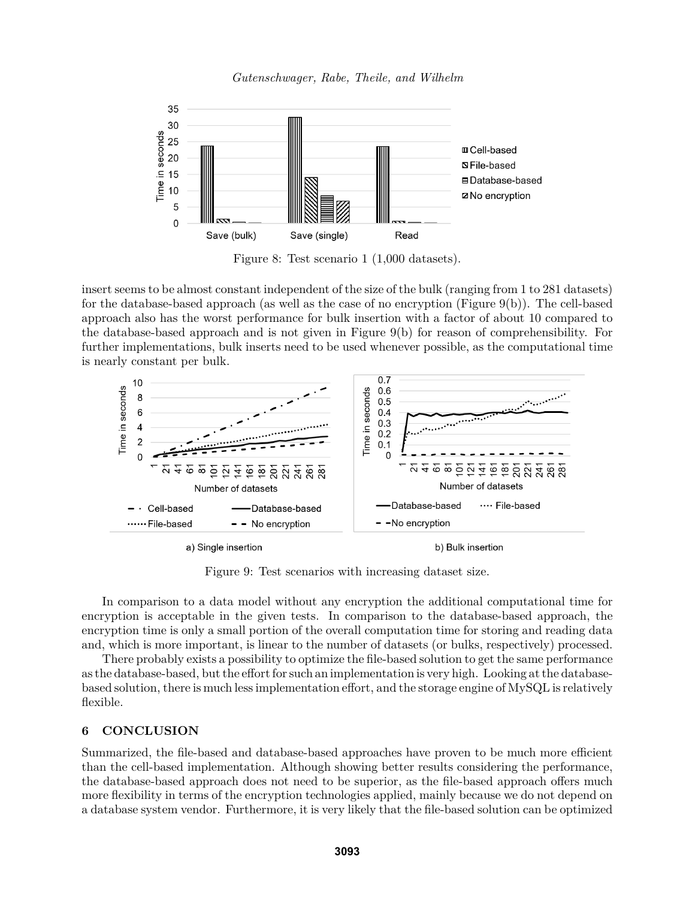Figure 8: Test scenario 1 (1,000 datasets).

insert seems to be almost constant independent of the size of the bulk (ranging from 1 to 281 datasets) for the database-based approach (as well as the case of no encryption (Figure 9(b)). The cell-based approach also has the worst performance for bulk insertion with a factor of about 10 compared to the database-based approach and is not given in Figure 9(b) for reason of comprehensibility. For further implementations, bulk inserts need to be used whenever possible, as the computational time is nearly constant per bulk.

Figure 9: Test scenarios with increasing dataset size.

In comparison to a data model without any encryption the additional computational time for encryption is acceptable in the given tests. In comparison to the database-based approach, the encryption time is only a small portion of the overall computation time for storing and reading data and, which is more important, is linear to the number of datasets (or bulks, respectively) processed.

There probably exists a possibility to optimize the file-based solution to get the same performance as the database-based, but the effort for such an implementation is very high. Looking at the database-based solution, there is much less implementation effort, and the storage engine of MySQL is relatively flexible.

## 6 CONCLUSION

Summarized, the file-based and database-based approaches have proven to be much more efficient than the cell-based implementation. Although showing better results considering the performance, the database-based approach does not need to be superior, as the file-based approach offers much more flexibility in terms of the encryption technologies applied, mainly because we do not depend on a database system vendor. Furthermore, it is very likely that the file-based solution can be optimized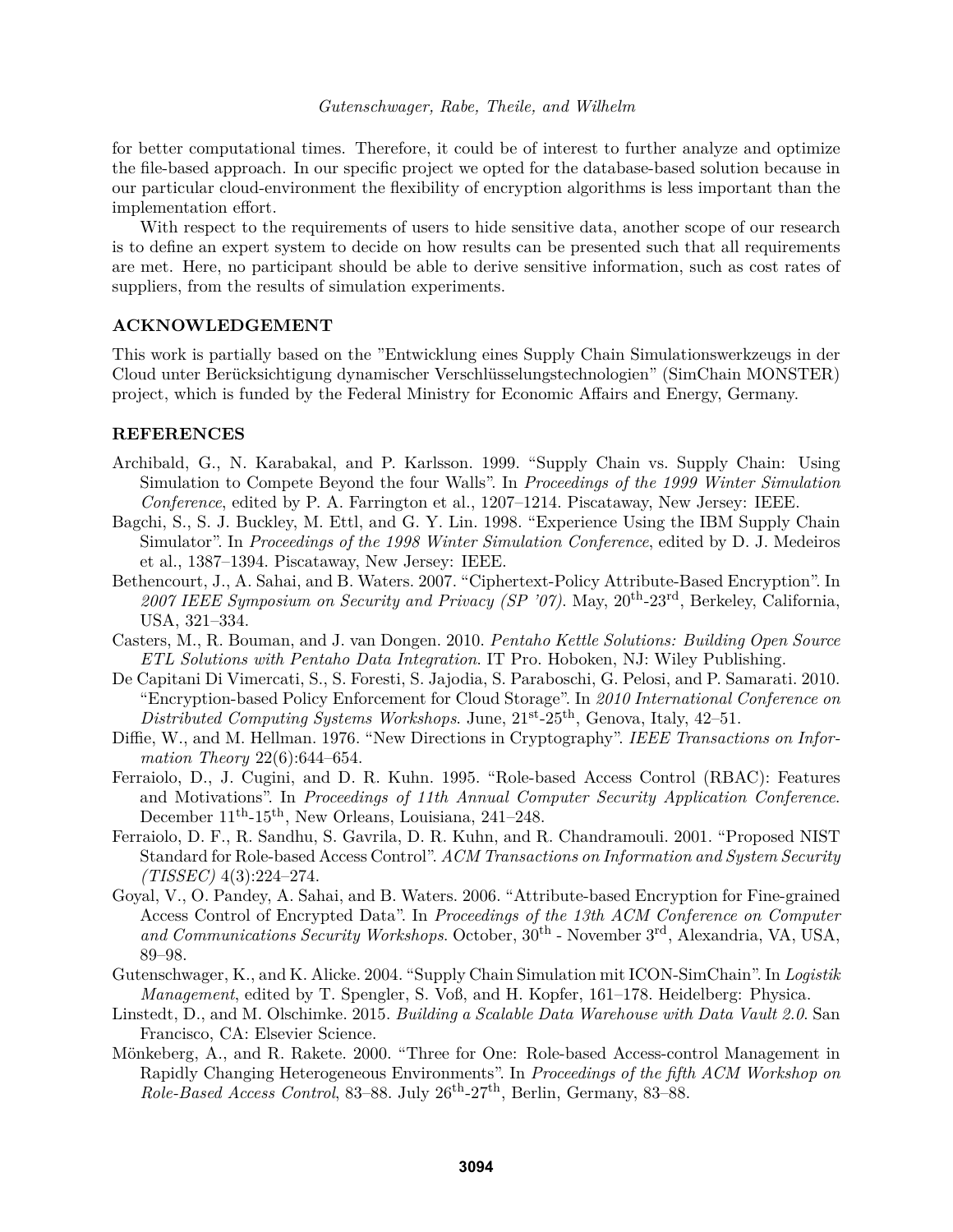for better computational times. Therefore, it could be of interest to further analyze and optimize the file-based approach. In our specific project we opted for the database-based solution because in our particular cloud-environment the flexibility of encryption algorithms is less important than the implementation effort.

With respect to the requirements of users to hide sensitive data, another scope of our research is to define an expert system to decide on how results can be presented such that all requirements are met. Here, no participant should be able to derive sensitive information, such as cost rates of suppliers, from the results of simulation experiments.

## ACKNOWLEDGEMENT

This work is partially based on the "Entwicklung eines Supply Chain Simulationswerkzeugs in der Cloud unter Berücksichtigung dynamischer Verschlüsselungstechnologien" (SimChain MONSTER) project, which is funded by the Federal Ministry for Economic Affairs and Energy, Germany.

## REFERENCES

Archibald, G., N. Karabakal, and P. Karlsson. 1999. "Supply Chain vs. Supply Chain: Using Simulation to Compete Beyond the four Walls". In *Proceedings of the 1999 Winter Simulation Conference*, edited by P. A. Farrington et al., 1207–1214. Piscataway, New Jersey: IEEE.

Bagchi, S., S. J. Buckley, M. Ettl, and G. Y. Lin. 1998. "Experience Using the IBM Supply Chain Simulator". In *Proceedings of the 1998 Winter Simulation Conference*, edited by D. J. Medeiros et al., 1387–1394. Piscataway, New Jersey: IEEE.

Bethencourt, J., A. Sahai, and B. Waters. 2007. "Ciphertext-Policy Attribute-Based Encryption". In *2007 IEEE Symposium on Security and Privacy (SP '07)*. May, 20th-23rd, Berkeley, California, USA, 321–334.

Casters, M., R. Bouman, and J. van Dongen. 2010. *Pentaho Kettle Solutions: Building Open Source ETL Solutions with Pentaho Data Integration*. IT Pro. Hoboken, NJ: Wiley Publishing.

De Capitani Di Vimercati, S., S. Foresti, S. Jajodia, S. Paraboschi, G. Pelosi, and P. Samarati. 2010. "Encryption-based Policy Enforcement for Cloud Storage". In *2010 International Conference on Distributed Computing Systems Workshops*. June, 21st-25th, Genova, Italy, 42–51.

Diffie, W., and M. Hellman. 1976. "New Directions in Cryptography". *IEEE Transactions on Information Theory* 22(6):644–654.

Ferraiolo, D., J. Cugini, and D. R. Kuhn. 1995. "Role-based Access Control (RBAC): Features and Motivations". In *Proceedings of 11th Annual Computer Security Application Conference*. December 11th-15th, New Orleans, Louisiana, 241–248.

Ferraiolo, D. F., R. Sandhu, S. Gavrila, D. R. Kuhn, and R. Chandramouli. 2001. "Proposed NIST Standard for Role-based Access Control". *ACM Transactions on Information and System Security (TISSEC)* 4(3):224–274.

Goyal, V., O. Pandey, A. Sahai, and B. Waters. 2006. "Attribute-based Encryption for Fine-grained Access Control of Encrypted Data". In *Proceedings of the 13th ACM Conference on Computer and Communications Security Workshops*. October, 30th - November 3rd, Alexandria, VA, USA, 89–98.

Gutenschwager, K., and K. Alicke. 2004. "Supply Chain Simulation mit ICON-SimChain". In *Logistik Management*, edited by T. Spengler, S. Voß, and H. Kopfer, 161–178. Heidelberg: Physica.

Linstedt, D., and M. Olschimke. 2015. *Building a Scalable Data Warehouse with Data Vault 2.0*. San Francisco, CA: Elsevier Science.

Mönkeberg, A., and R. Rakete. 2000. "Three for One: Role-based Access-control Management in Rapidly Changing Heterogeneous Environments". In *Proceedings of the fifth ACM Workshop on Role-Based Access Control*, 83–88. July 26th-27th, Berlin, Germany, 83–88.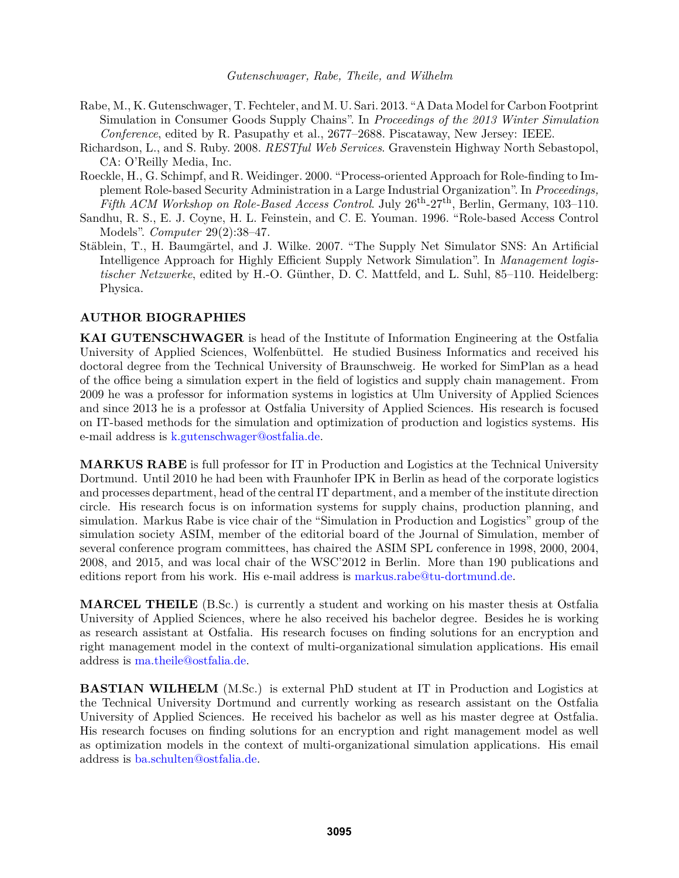Rabe, M., K. Gutenschwager, T. Fechteler, and M. U. Sari. 2013. “A Data Model for Carbon Footprint Simulation in Consumer Goods Supply Chains”. In *Proceedings of the 2013 Winter Simulation Conference*, edited by R. Pasupathy et al., 2677–2688. Piscataway, New Jersey: IEEE.

Richardson, L., and S. Ruby. 2008. *RESTful Web Services*. Gravenstein Highway North Sebastopol, CA: O’Reilly Media, Inc.

Roeckle, H., G. Schimpf, and R. Weidinger. 2000. “Process-oriented Approach for Role-finding to Implement Role-based Security Administration in a Large Industrial Organization”. In *Proceedings, Fifth ACM Workshop on Role-Based Access Control*. July 26th-27th, Berlin, Germany, 103–110.

Sandhu, R. S., E. J. Coyne, H. L. Feinstein, and C. E. Youman. 1996. “Role-based Access Control Models”. *Computer* 29(2):38–47.

Stäblein, T., H. Baumgärtel, and J. Wilke. 2007. “The Supply Net Simulator SNS: An Artificial Intelligence Approach for Highly Efficient Supply Network Simulation”. In *Management logistischer Netzwerke*, edited by H.-O. Günther, D. C. Mattfeld, and L. Suhl, 85–110. Heidelberg: Physica.

## AUTHOR BIOGRAPHIES

**KAI GUTENSCHWAGER** is head of the Institute of Information Engineering at the Ostfalia University of Applied Sciences, Wolfenbüttel. He studied Business Informatics and received his doctoral degree from the Technical University of Braunschweig. He worked for SimPlan as a head of the office being a simulation expert in the field of logistics and supply chain management. From 2009 he was a professor for information systems in logistics at Ulm University of Applied Sciences and since 2013 he is a professor at Ostfalia University of Applied Sciences. His research is focused on IT-based methods for the simulation and optimization of production and logistics systems. His e-mail address is k.gutenschwager@ostfalia.de.

**MARKUS RABE** is full professor for IT in Production and Logistics at the Technical University Dortmund. Until 2010 he had been with Fraunhofer IPK in Berlin as head of the corporate logistics and processes department, head of the central IT department, and a member of the institute direction circle. His research focus is on information systems for supply chains, production planning, and simulation. Markus Rabe is vice chair of the “Simulation in Production and Logistics” group of the simulation society ASIM, member of the editorial board of the Journal of Simulation, member of several conference program committees, has chaired the ASIM SPL conference in 1998, 2000, 2004, 2008, and 2015, and was local chair of the WSC’2012 in Berlin. More than 190 publications and editions report from his work. His e-mail address is markus.rabe@tu-dortmund.de.

**MARCEL THEILE** (B.Sc.) is currently a student and working on his master thesis at Ostfalia University of Applied Sciences, where he also received his bachelor degree. Besides he is working as research assistant at Ostfalia. His research focuses on finding solutions for an encryption and right management model in the context of multi-organizational simulation applications. His email address is ma.theile@ostfalia.de.

**BASTIAN WILHELM** (M.Sc.) is external PhD student at IT in Production and Logistics at the Technical University Dortmund and currently working as research assistant on the Ostfalia University of Applied Sciences. He received his bachelor as well as his master degree at Ostfalia. His research focuses on finding solutions for an encryption and right management model as well as optimization models in the context of multi-organizational simulation applications. His email address is ba.schulten@ostfalia.de.